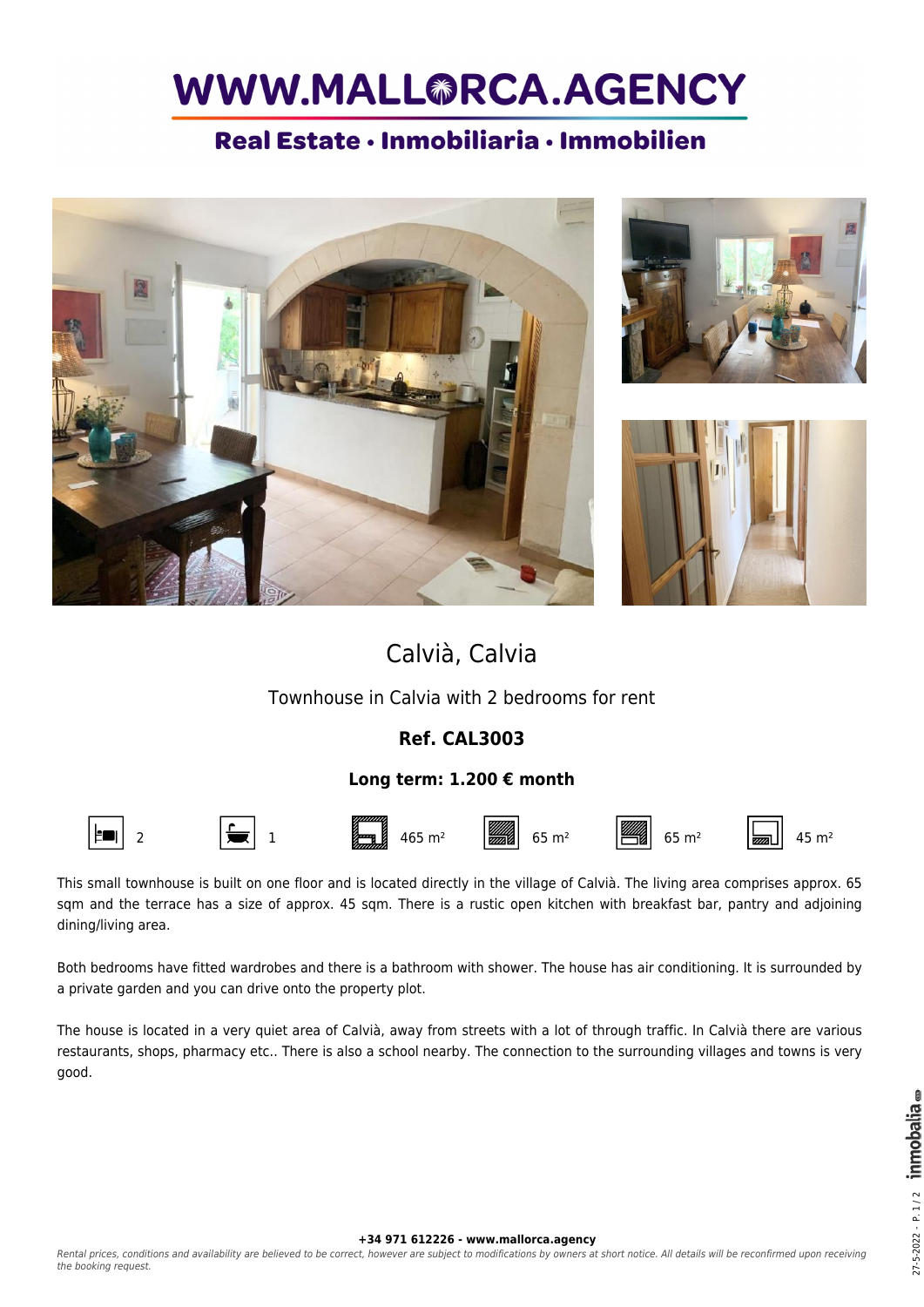# WWW.MALLORCA.AGENCY

## Real Estate • Inmobiliaria • Immobilien

# Calvià, Calvia

Townhouse in Calvia with 2 bedrooms for rent

**Ref. CAL3003**

**Long term: 1.200 € month**

2 | 1 | 465 m² | 65 m² | 65 m² | 45 m²

This small townhouse is built on one floor and is located directly in the village of Calvià. The living area comprises approx. 65 sqm and the terrace has a size of approx. 45 sqm. There is a rustic open kitchen with breakfast bar, pantry and adjoining dining/living area.

Both bedrooms have fitted wardrobes and there is a bathroom with shower. The house has air conditioning. It is surrounded by a private garden and you can drive onto the property plot.

The house is located in a very quiet area of Calvià, away from streets with a lot of through traffic. In Calvià there are various restaurants, shops, pharmacy etc.. There is also a school nearby. The connection to the surrounding villages and towns is very good.

**+34 971 612226 - www.mallorca.agency**

*Rental prices, conditions and availability are believed to be correct, however are subject to modifications by owners at short notice. All details will be reconfirmed upon receiving the booking request.*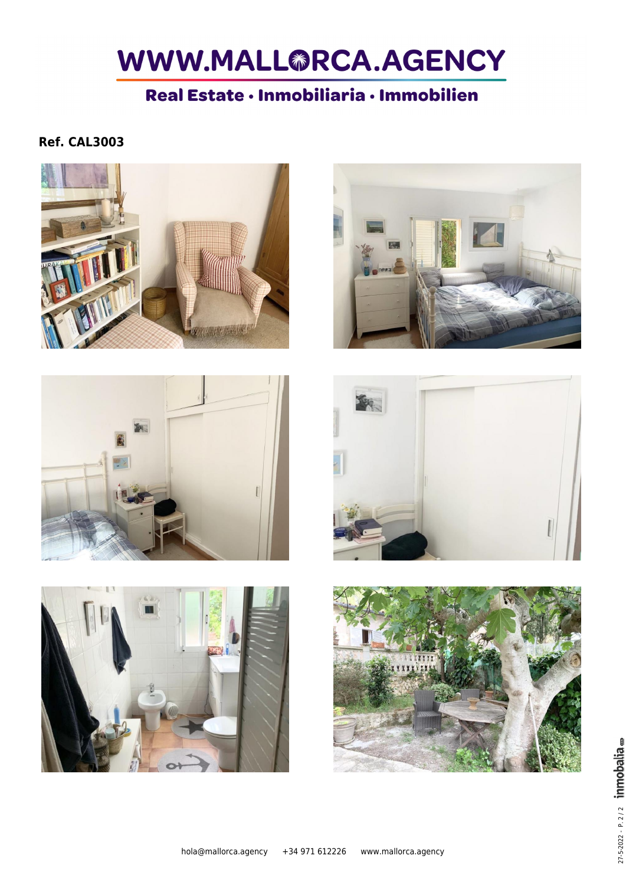# WWW.MALLORCA.AGENCY

Real Estate • Inmobiliaria • Immobilien

**Ref. CAL3003**

hola@mallorca.agency +34 971 612226 www.mallorca.agency